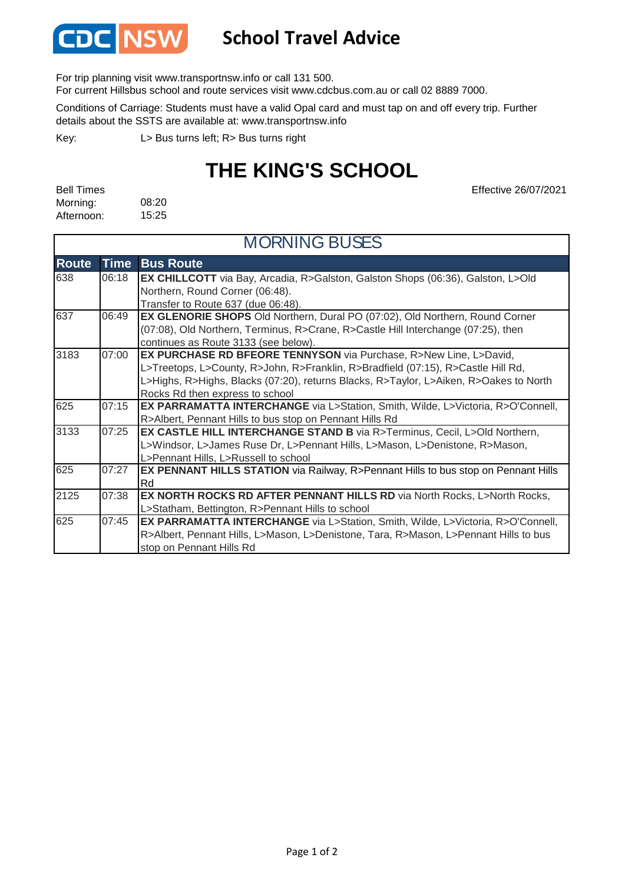# School Travel Advice

For trip planning visit www.transportnsw.info or call 131 500.
For current Hillsbus school and route services visit www.cdcbus.com.au or call 02 8889 7000.

Conditions of Carriage: Students must have a valid Opal card and must tap on and off every trip. Further details about the SSTS are available at: www.transportnsw.info

Key: L> Bus turns left; R> Bus turns right

# THE KING'S SCHOOL

Effective 26/07/2021

Bell Times
Morning: 08:20
Afternoon: 15:25

## MORNING BUSES

| Route | Time | Bus Route |
|---|---|---|
| 638 | 06:18 | **EX CHILLCOTT** via Bay, Arcadia, R>Galston, Galston Shops (06:36), Galston, L>Old Northern, Round Corner (06:48). Transfer to Route 637 (due 06:48). |
| 637 | 06:49 | **EX GLENORIE SHOPS** Old Northern, Dural PO (07:02), Old Northern, Round Corner (07:08), Old Northern, Terminus, R>Crane, R>Castle Hill Interchange (07:25), then continues as Route 3133 (see below). |
| 3183 | 07:00 | **EX PURCHASE RD BFEORE TENNYSON** via Purchase, R>New Line, L>David, L>Treetops, L>County, R>John, R>Franklin, R>Bradfield (07:15), R>Castle Hill Rd, L>Highs, R>Highs, Blacks (07:20), returns Blacks, R>Taylor, L>Aiken, R>Oakes to North Rocks Rd then express to school |
| 625 | 07:15 | **EX PARRAMATTA INTERCHANGE** via L>Station, Smith, Wilde, L>Victoria, R>O'Connell, R>Albert, Pennant Hills to bus stop on Pennant Hills Rd |
| 3133 | 07:25 | **EX CASTLE HILL INTERCHANGE STAND B** via R>Terminus, Cecil, L>Old Northern, L>Windsor, L>James Ruse Dr, L>Pennant Hills, L>Mason, L>Denistone, R>Mason, L>Pennant Hills, L>Russell to school |
| 625 | 07:27 | **EX PENNANT HILLS STATION** via Railway, R>Pennant Hills to bus stop on Pennant Hills Rd |
| 2125 | 07:38 | **EX NORTH ROCKS RD AFTER PENNANT HILLS RD** via North Rocks, L>North Rocks, L>Statham, Bettington, R>Pennant Hills to school |
| 625 | 07:45 | **EX PARRAMATTA INTERCHANGE** via L>Station, Smith, Wilde, L>Victoria, R>O'Connell, R>Albert, Pennant Hills, L>Mason, L>Denistone, Tara, R>Mason, L>Pennant Hills to bus stop on Pennant Hills Rd |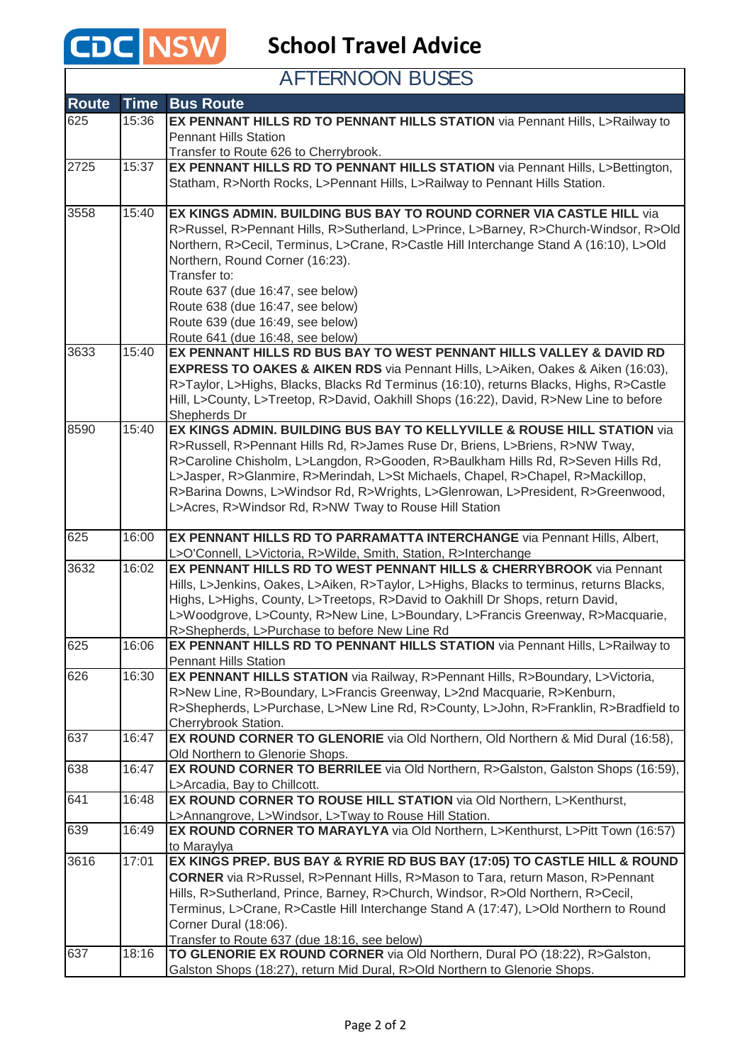# School Travel Advice

## AFTERNOON BUSES

| Route | Time | Bus Route |
|---|---|---|
| 625 | 15:36 | **EX PENNANT HILLS RD TO PENNANT HILLS STATION** via Pennant Hills, L>Railway to Pennant Hills Station<br>Transfer to Route 626 to Cherrybrook. |
| 2725 | 15:37 | **EX PENNANT HILLS RD TO PENNANT HILLS STATION** via Pennant Hills, L>Bettington, Statham, R>North Rocks, L>Pennant Hills, L>Railway to Pennant Hills Station. |
| 3558 | 15:40 | **EX KINGS ADMIN. BUILDING BUS BAY TO ROUND CORNER VIA CASTLE HILL** via R>Russel, R>Pennant Hills, R>Sutherland, L>Prince, L>Barney, R>Church-Windsor, R>Old Northern, R>Cecil, Terminus, L>Crane, R>Castle Hill Interchange Stand A (16:10), L>Old Northern, Round Corner (16:23).<br>Transfer to:<br>Route 637 (due 16:47, see below)<br>Route 638 (due 16:47, see below)<br>Route 639 (due 16:49, see below)<br>Route 641 (due 16:48, see below) |
| 3633 | 15:40 | **EX PENNANT HILLS RD BUS BAY TO WEST PENNANT HILLS VALLEY & DAVID RD EXPRESS TO OAKES & AIKEN RDS** via Pennant Hills, L>Aiken, Oakes & Aiken (16:03), R>Taylor, L>Highs, Blacks, Blacks Rd Terminus (16:10), returns Blacks, Highs, R>Castle Hill, L>County, L>Treetop, R>David, Oakhill Shops (16:22), David, R>New Line to before Shepherds Dr |
| 8590 | 15:40 | **EX KINGS ADMIN. BUILDING BUS BAY TO KELLYVILLE & ROUSE HILL STATION** via R>Russell, R>Pennant Hills Rd, R>James Ruse Dr, Briens, L>Briens, R>NW Tway, R>Caroline Chisholm, L>Langdon, R>Gooden, R>Baulkham Hills Rd, R>Seven Hills Rd, L>Jasper, R>Glanmire, R>Merindah, L>St Michaels, Chapel, R>Chapel, R>Mackillop, R>Barina Downs, L>Windsor Rd, R>Wrights, L>Glenrowan, L>President, R>Greenwood, L>Acres, R>Windsor Rd, R>NW Tway to Rouse Hill Station |
| 625 | 16:00 | **EX PENNANT HILLS RD TO PARRAMATTA INTERCHANGE** via Pennant Hills, Albert, L>O'Connell, L>Victoria, R>Wilde, Smith, Station, R>Interchange |
| 3632 | 16:02 | **EX PENNANT HILLS RD TO WEST PENNANT HILLS & CHERRYBROOK** via Pennant Hills, L>Jenkins, Oakes, L>Aiken, R>Taylor, L>Highs, Blacks to terminus, returns Blacks, Highs, L>Highs, County, L>Treetops, R>David to Oakhill Dr Shops, return David, L>Woodgrove, L>County, R>New Line, L>Boundary, L>Francis Greenway, R>Macquarie, R>Shepherds, L>Purchase to before New Line Rd |
| 625 | 16:06 | **EX PENNANT HILLS RD TO PENNANT HILLS STATION** via Pennant Hills, L>Railway to Pennant Hills Station |
| 626 | 16:30 | **EX PENNANT HILLS STATION** via Railway, R>Pennant Hills, R>Boundary, L>Victoria, R>New Line, R>Boundary, L>Francis Greenway, L>2nd Macquarie, R>Kenburn, R>Shepherds, L>Purchase, L>New Line Rd, R>County, L>John, R>Franklin, R>Bradfield to Cherrybrook Station. |
| 637 | 16:47 | **EX ROUND CORNER TO GLENORIE** via Old Northern, Old Northern & Mid Dural (16:58), Old Northern to Glenorie Shops. |
| 638 | 16:47 | **EX ROUND CORNER TO BERRILEE** via Old Northern, R>Galston, Galston Shops (16:59), L>Arcadia, Bay to Chillcott. |
| 641 | 16:48 | **EX ROUND CORNER TO ROUSE HILL STATION** via Old Northern, L>Kenthurst, L>Annangrove, L>Windsor, L>Tway to Rouse Hill Station. |
| 639 | 16:49 | **EX ROUND CORNER TO MARAYLYA** via Old Northern, L>Kenthurst, L>Pitt Town (16:57) to Maraylya |
| 3616 | 17:01 | **EX KINGS PREP. BUS BAY & RYRIE RD BUS BAY (17:05) TO CASTLE HILL & ROUND CORNER** via R>Russel, R>Pennant Hills, R>Mason to Tara, return Mason, R>Pennant Hills, R>Sutherland, Prince, Barney, R>Church, Windsor, R>Old Northern, R>Cecil, Terminus, L>Crane, R>Castle Hill Interchange Stand A (17:47), L>Old Northern to Round Corner Dural (18:06).<br>Transfer to Route 637 (due 18:16, see below) |
| 637 | 18:16 | **TO GLENORIE EX ROUND CORNER** via Old Northern, Dural PO (18:22), R>Galston, Galston Shops (18:27), return Mid Dural, R>Old Northern to Glenorie Shops. |